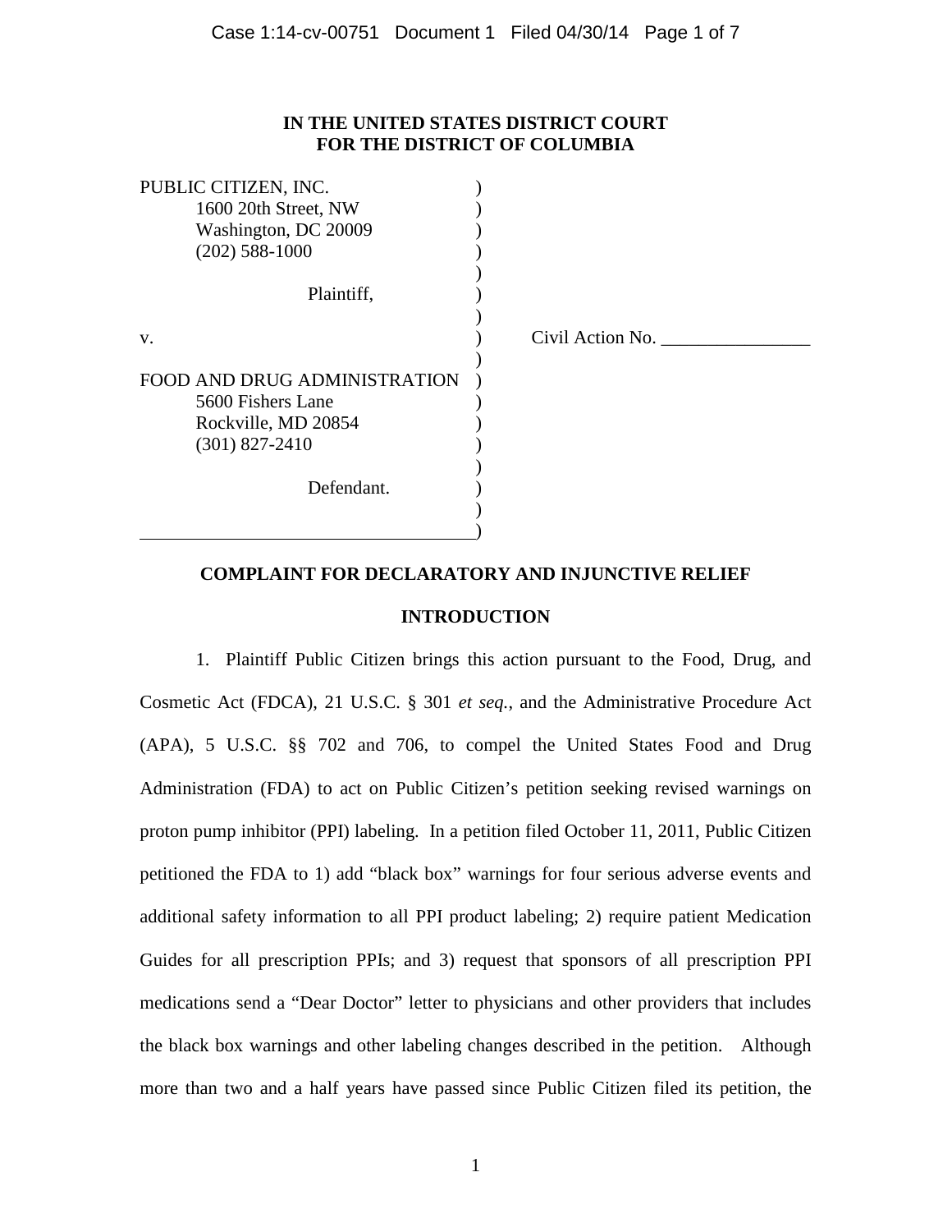**IN THE UNITED STATES DISTRICT COURT**
**FOR THE DISTRICT OF COLUMBIA**

PUBLIC CITIZEN, INC.
1600 20th Street, NW
Washington, DC 20009
(202) 588-1000

Plaintiff,

v.

FOOD AND DRUG ADMINISTRATION
5600 Fishers Lane
Rockville, MD 20854
(301) 827-2410

Defendant.

Civil Action No. ________________

## COMPLAINT FOR DECLARATORY AND INJUNCTIVE RELIEF

### INTRODUCTION

1. Plaintiff Public Citizen brings this action pursuant to the Food, Drug, and Cosmetic Act (FDCA), 21 U.S.C. § 301 *et seq.*, and the Administrative Procedure Act (APA), 5 U.S.C. §§ 702 and 706, to compel the United States Food and Drug Administration (FDA) to act on Public Citizen's petition seeking revised warnings on proton pump inhibitor (PPI) labeling. In a petition filed October 11, 2011, Public Citizen petitioned the FDA to 1) add "black box" warnings for four serious adverse events and additional safety information to all PPI product labeling; 2) require patient Medication Guides for all prescription PPIs; and 3) request that sponsors of all prescription PPI medications send a "Dear Doctor" letter to physicians and other providers that includes the black box warnings and other labeling changes described in the petition. Although more than two and a half years have passed since Public Citizen filed its petition, the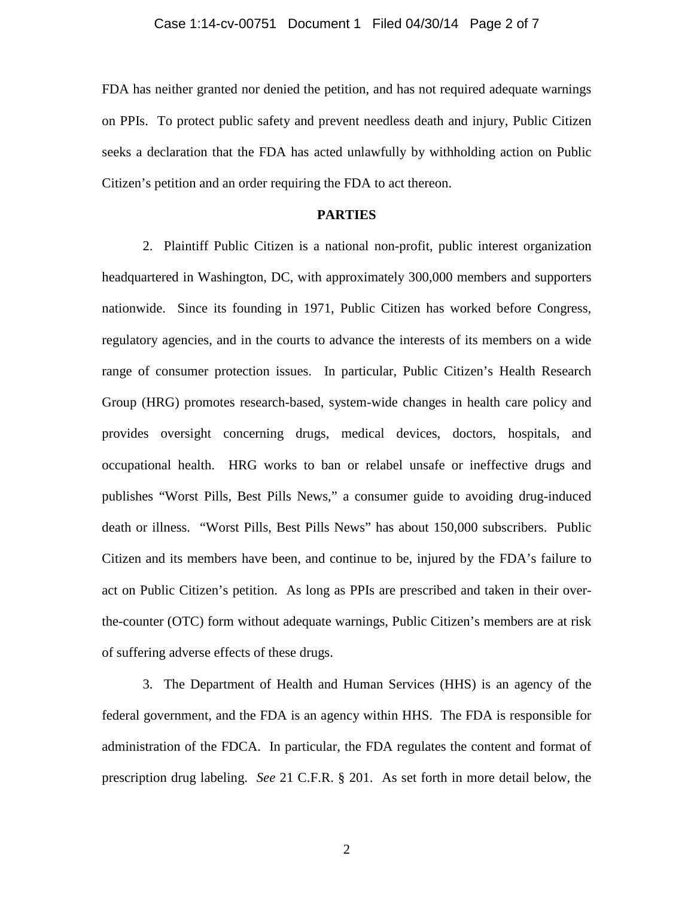FDA has neither granted nor denied the petition, and has not required adequate warnings on PPIs. To protect public safety and prevent needless death and injury, Public Citizen seeks a declaration that the FDA has acted unlawfully by withholding action on Public Citizen's petition and an order requiring the FDA to act thereon.

## PARTIES

2. Plaintiff Public Citizen is a national non-profit, public interest organization headquartered in Washington, DC, with approximately 300,000 members and supporters nationwide. Since its founding in 1971, Public Citizen has worked before Congress, regulatory agencies, and in the courts to advance the interests of its members on a wide range of consumer protection issues. In particular, Public Citizen's Health Research Group (HRG) promotes research-based, system-wide changes in health care policy and provides oversight concerning drugs, medical devices, doctors, hospitals, and occupational health. HRG works to ban or relabel unsafe or ineffective drugs and publishes "Worst Pills, Best Pills News," a consumer guide to avoiding drug-induced death or illness. "Worst Pills, Best Pills News" has about 150,000 subscribers. Public Citizen and its members have been, and continue to be, injured by the FDA's failure to act on Public Citizen's petition. As long as PPIs are prescribed and taken in their over-the-counter (OTC) form without adequate warnings, Public Citizen's members are at risk of suffering adverse effects of these drugs.

3. The Department of Health and Human Services (HHS) is an agency of the federal government, and the FDA is an agency within HHS. The FDA is responsible for administration of the FDCA. In particular, the FDA regulates the content and format of prescription drug labeling. *See* 21 C.F.R. § 201. As set forth in more detail below, the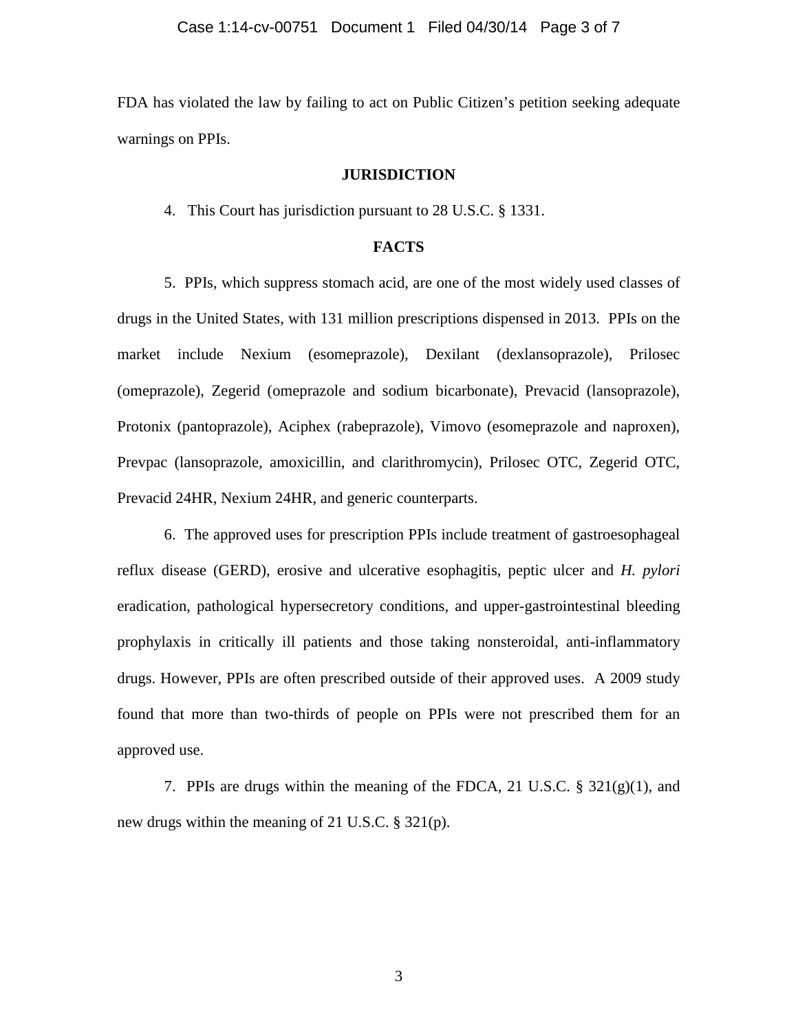FDA has violated the law by failing to act on Public Citizen's petition seeking adequate warnings on PPIs.

## JURISDICTION

4. This Court has jurisdiction pursuant to 28 U.S.C. § 1331.

## FACTS

5. PPIs, which suppress stomach acid, are one of the most widely used classes of drugs in the United States, with 131 million prescriptions dispensed in 2013. PPIs on the market include Nexium (esomeprazole), Dexilant (dexlansoprazole), Prilosec (omeprazole), Zegerid (omeprazole and sodium bicarbonate), Prevacid (lansoprazole), Protonix (pantoprazole), Aciphex (rabeprazole), Vimovo (esomeprazole and naproxen), Prevpac (lansoprazole, amoxicillin, and clarithromycin), Prilosec OTC, Zegerid OTC, Prevacid 24HR, Nexium 24HR, and generic counterparts.

6. The approved uses for prescription PPIs include treatment of gastroesophageal reflux disease (GERD), erosive and ulcerative esophagitis, peptic ulcer and *H. pylori* eradication, pathological hypersecretory conditions, and upper-gastrointestinal bleeding prophylaxis in critically ill patients and those taking nonsteroidal, anti-inflammatory drugs. However, PPIs are often prescribed outside of their approved uses. A 2009 study found that more than two-thirds of people on PPIs were not prescribed them for an approved use.

7. PPIs are drugs within the meaning of the FDCA, 21 U.S.C. § 321(g)(1), and new drugs within the meaning of 21 U.S.C. § 321(p).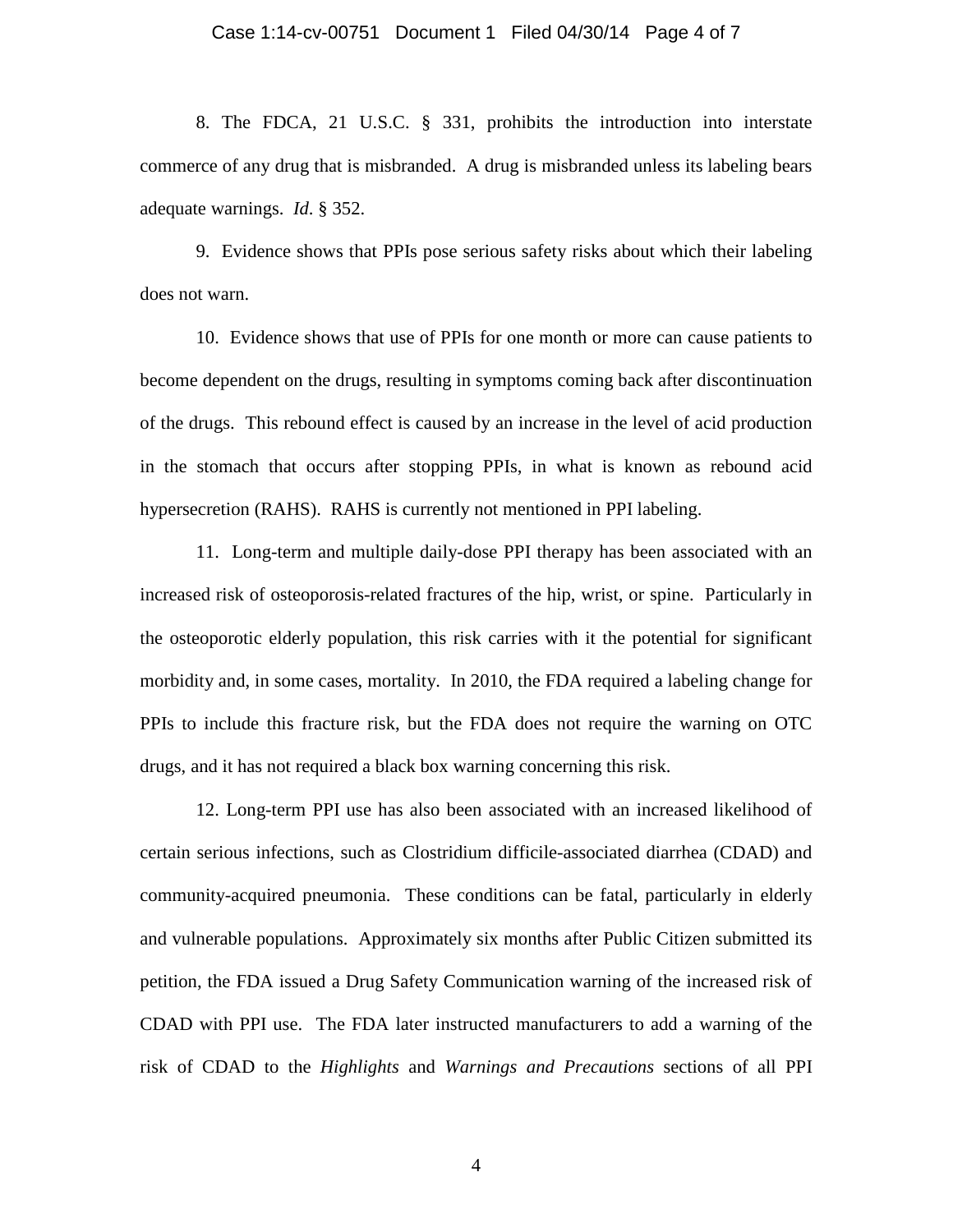8. The FDCA, 21 U.S.C. § 331, prohibits the introduction into interstate commerce of any drug that is misbranded. A drug is misbranded unless its labeling bears adequate warnings. *Id*. § 352.

9. Evidence shows that PPIs pose serious safety risks about which their labeling does not warn.

10. Evidence shows that use of PPIs for one month or more can cause patients to become dependent on the drugs, resulting in symptoms coming back after discontinuation of the drugs. This rebound effect is caused by an increase in the level of acid production in the stomach that occurs after stopping PPIs, in what is known as rebound acid hypersecretion (RAHS). RAHS is currently not mentioned in PPI labeling.

11. Long-term and multiple daily-dose PPI therapy has been associated with an increased risk of osteoporosis-related fractures of the hip, wrist, or spine. Particularly in the osteoporotic elderly population, this risk carries with it the potential for significant morbidity and, in some cases, mortality. In 2010, the FDA required a labeling change for PPIs to include this fracture risk, but the FDA does not require the warning on OTC drugs, and it has not required a black box warning concerning this risk.

12. Long-term PPI use has also been associated with an increased likelihood of certain serious infections, such as Clostridium difficile-associated diarrhea (CDAD) and community-acquired pneumonia. These conditions can be fatal, particularly in elderly and vulnerable populations. Approximately six months after Public Citizen submitted its petition, the FDA issued a Drug Safety Communication warning of the increased risk of CDAD with PPI use. The FDA later instructed manufacturers to add a warning of the risk of CDAD to the *Highlights* and *Warnings and Precautions* sections of all PPI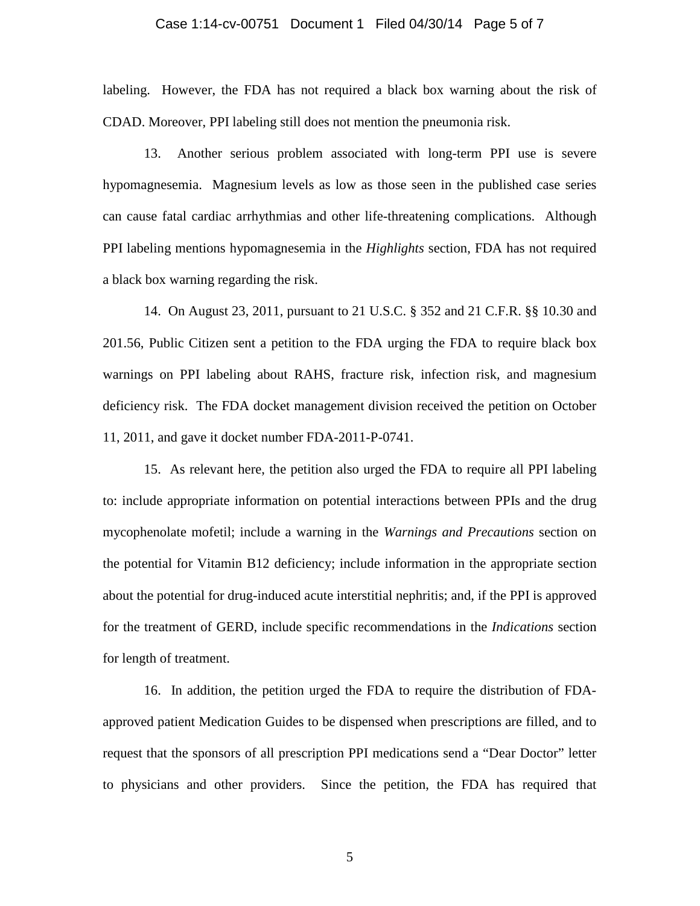labeling. However, the FDA has not required a black box warning about the risk of CDAD. Moreover, PPI labeling still does not mention the pneumonia risk.

13. Another serious problem associated with long-term PPI use is severe hypomagnesemia. Magnesium levels as low as those seen in the published case series can cause fatal cardiac arrhythmias and other life-threatening complications. Although PPI labeling mentions hypomagnesemia in the *Highlights* section, FDA has not required a black box warning regarding the risk.

14. On August 23, 2011, pursuant to 21 U.S.C. § 352 and 21 C.F.R. §§ 10.30 and 201.56, Public Citizen sent a petition to the FDA urging the FDA to require black box warnings on PPI labeling about RAHS, fracture risk, infection risk, and magnesium deficiency risk. The FDA docket management division received the petition on October 11, 2011, and gave it docket number FDA-2011-P-0741.

15. As relevant here, the petition also urged the FDA to require all PPI labeling to: include appropriate information on potential interactions between PPIs and the drug mycophenolate mofetil; include a warning in the *Warnings and Precautions* section on the potential for Vitamin B12 deficiency; include information in the appropriate section about the potential for drug-induced acute interstitial nephritis; and, if the PPI is approved for the treatment of GERD, include specific recommendations in the *Indications* section for length of treatment.

16. In addition, the petition urged the FDA to require the distribution of FDA-approved patient Medication Guides to be dispensed when prescriptions are filled, and to request that the sponsors of all prescription PPI medications send a "Dear Doctor" letter to physicians and other providers. Since the petition, the FDA has required that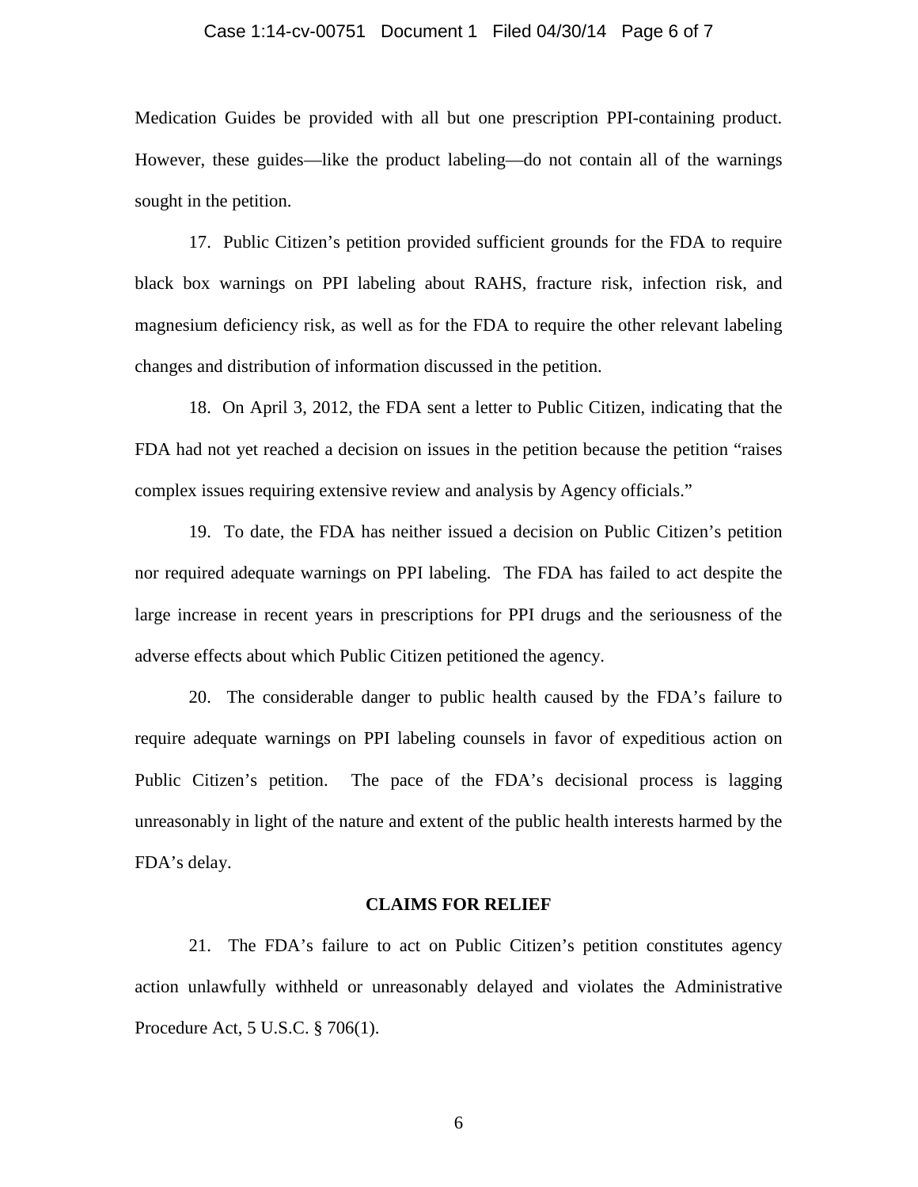Medication Guides be provided with all but one prescription PPI-containing product. However, these guides—like the product labeling—do not contain all of the warnings sought in the petition.

17. Public Citizen's petition provided sufficient grounds for the FDA to require black box warnings on PPI labeling about RAHS, fracture risk, infection risk, and magnesium deficiency risk, as well as for the FDA to require the other relevant labeling changes and distribution of information discussed in the petition.

18. On April 3, 2012, the FDA sent a letter to Public Citizen, indicating that the FDA had not yet reached a decision on issues in the petition because the petition "raises complex issues requiring extensive review and analysis by Agency officials."

19. To date, the FDA has neither issued a decision on Public Citizen's petition nor required adequate warnings on PPI labeling. The FDA has failed to act despite the large increase in recent years in prescriptions for PPI drugs and the seriousness of the adverse effects about which Public Citizen petitioned the agency.

20. The considerable danger to public health caused by the FDA's failure to require adequate warnings on PPI labeling counsels in favor of expeditious action on Public Citizen's petition. The pace of the FDA's decisional process is lagging unreasonably in light of the nature and extent of the public health interests harmed by the FDA's delay.

**CLAIMS FOR RELIEF**

21. The FDA's failure to act on Public Citizen's petition constitutes agency action unlawfully withheld or unreasonably delayed and violates the Administrative Procedure Act, 5 U.S.C. § 706(1).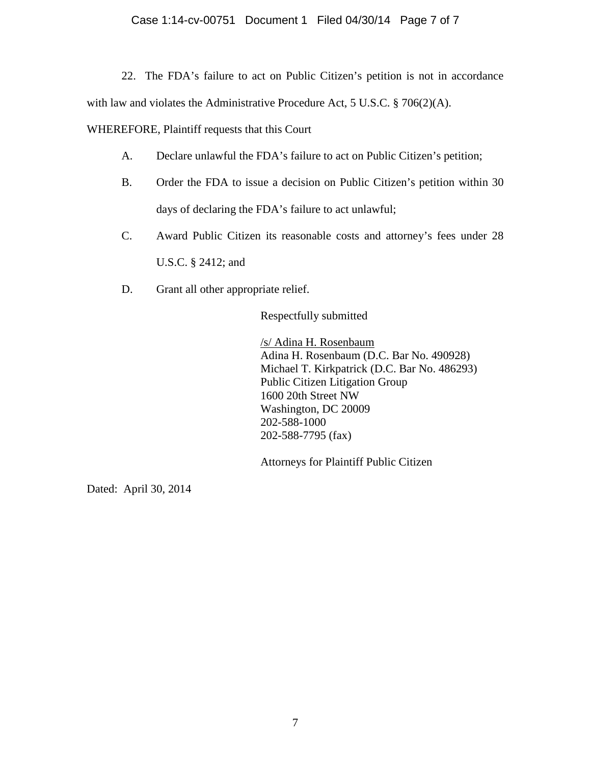22. The FDA's failure to act on Public Citizen's petition is not in accordance with law and violates the Administrative Procedure Act, 5 U.S.C. § 706(2)(A).

WHEREFORE, Plaintiff requests that this Court

A. Declare unlawful the FDA's failure to act on Public Citizen's petition;

B. Order the FDA to issue a decision on Public Citizen's petition within 30 days of declaring the FDA's failure to act unlawful;

C. Award Public Citizen its reasonable costs and attorney's fees under 28 U.S.C. § 2412; and

D. Grant all other appropriate relief.

Respectfully submitted

/s/ Adina H. Rosenbaum
Adina H. Rosenbaum (D.C. Bar No. 490928)
Michael T. Kirkpatrick (D.C. Bar No. 486293)
Public Citizen Litigation Group
1600 20th Street NW
Washington, DC 20009
202-588-1000
202-588-7795 (fax)

Attorneys for Plaintiff Public Citizen

Dated: April 30, 2014